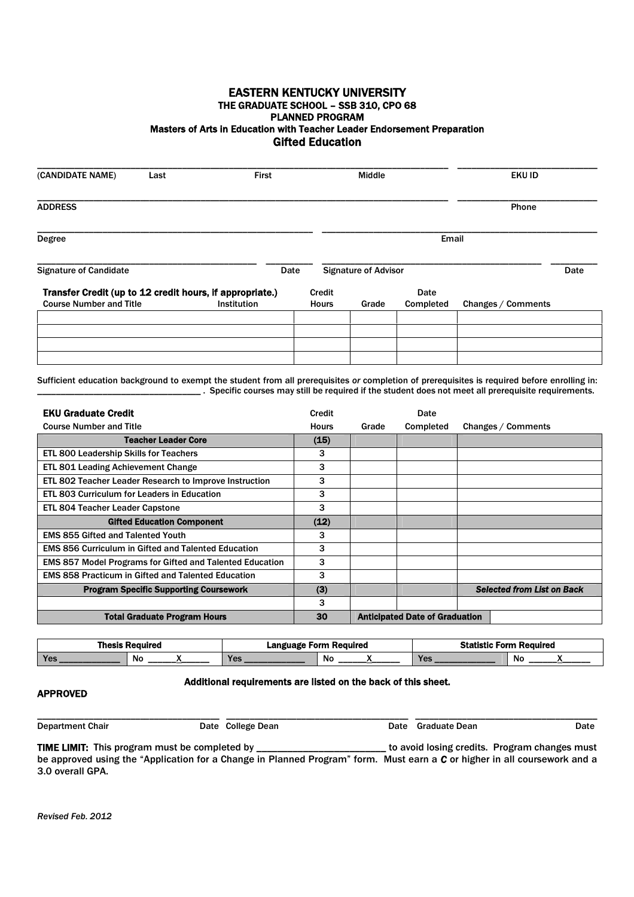# EASTERN KENTUCKY UNIVERSITY

### THE GRADUATE SCHOOL – SSB 310, CPO 68
### PLANNED PROGRAM
### Masters of Arts in Education with Teacher Leader Endorsement Preparation

## Gifted Education

_____________________________________________________________________________ ______________________

(CANDIDATE NAME) Last First Middle EKU ID

_____________________________________________________________________________ ______________________

ADDRESS Phone

_______________________________________________ _______________________________________________

Degree Email

__________________________________ ________ ____________________________________ ________

Signature of Candidate Date Signature of Advisor Date

**Transfer Credit (up to 12 credit hours, if appropriate.)**

| Course Number and Title | Institution | Credit Hours | Grade | Date Completed | Changes / Comments |
|---|---|---|---|---|---|
| | | | | | |
| | | | | | |
| | | | | | |
| | | | | | |

Sufficient education background to exempt the student from all prerequisites *or* completion of prerequisites is required before enrolling in: ______________________________ . Specific courses may still be required if the student does not meet all prerequisite requirements.

**EKU Graduate Credit**

| Course Number and Title | Credit Hours | Grade | Date Completed | Changes / Comments |
|---|---|---|---|---|
| **Teacher Leader Core** | **(15)** | | | |
| ETL 800 Leadership Skills for Teachers | 3 | | | |
| ETL 801 Leading Achievement Change | 3 | | | |
| ETL 802 Teacher Leader Research to Improve Instruction | 3 | | | |
| ETL 803 Curriculum for Leaders in Education | 3 | | | |
| ETL 804 Teacher Leader Capstone | 3 | | | |
| **Gifted Education Component** | **(12)** | | | |
| EMS 855 Gifted and Talented Youth | 3 | | | |
| EMS 856 Curriculum in Gifted and Talented Education | 3 | | | |
| EMS 857 Model Programs for Gifted and Talented Education | 3 | | | |
| EMS 858 Practicum in Gifted and Talented Education | 3 | | | |
| **Program Specific Supporting Coursework** | **(3)** | | | ***Selected from List on Back*** |
| | 3 | | | |
| **Total Graduate Program Hours** | **30** | **Anticipated Date of Graduation** | | |

| Thesis Required | | Language Form Required | | Statistic Form Required | |
|---|---|---|---|---|---|
| Yes ____________ | No ______X______ | Yes ____________ | No ______X______ | Yes ____________ | No ______X______ |

**Additional requirements are listed on the back of this sheet.**

**APPROVED**

_______________________________ _______________________________ _______________________________

Department Chair Date College Dean Date Graduate Dean Date

**TIME LIMIT:** This program must be completed by ________________________ to avoid losing credits. Program changes must be approved using the "Application for a Change in Planned Program" form. Must earn a ***C*** or higher in all coursework and a 3.0 overall GPA.

*Revised Feb. 2012*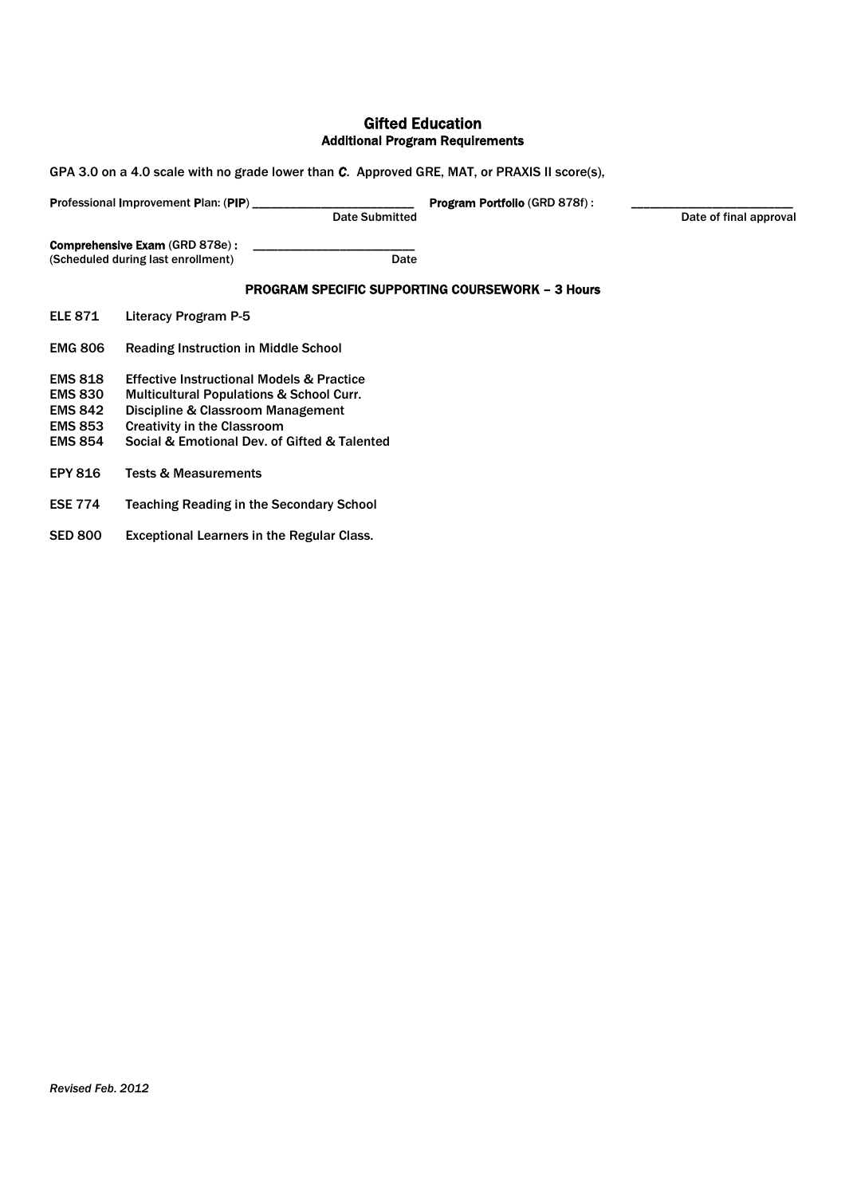# Gifted Education

## Additional Program Requirements

GPA 3.0 on a 4.0 scale with no grade lower than ***C***. Approved GRE, MAT, or PRAXIS II score(s),

**P**rofessional **I**mprovement **P**lan: (**PIP**) ________________________ Date Submitted **Program Portfolio** (GRD 878f) : ________________________ Date of final approval

**Comprehensive Exam** (GRD 878e) : ________________________ Date
(Scheduled during last enrollment)

### PROGRAM SPECIFIC SUPPORTING COURSEWORK – 3 Hours

| | |
|---|---|
| ELE 871 | Literacy Program P-5 |
| EMG 806 | Reading Instruction in Middle School |
| EMS 818 | Effective Instructional Models & Practice |
| EMS 830 | Multicultural Populations & School Curr. |
| EMS 842 | Discipline & Classroom Management |
| EMS 853 | Creativity in the Classroom |
| EMS 854 | Social & Emotional Dev. of Gifted & Talented |
| EPY 816 | Tests & Measurements |
| ESE 774 | Teaching Reading in the Secondary School |
| SED 800 | Exceptional Learners in the Regular Class. |

*Revised Feb. 2012*